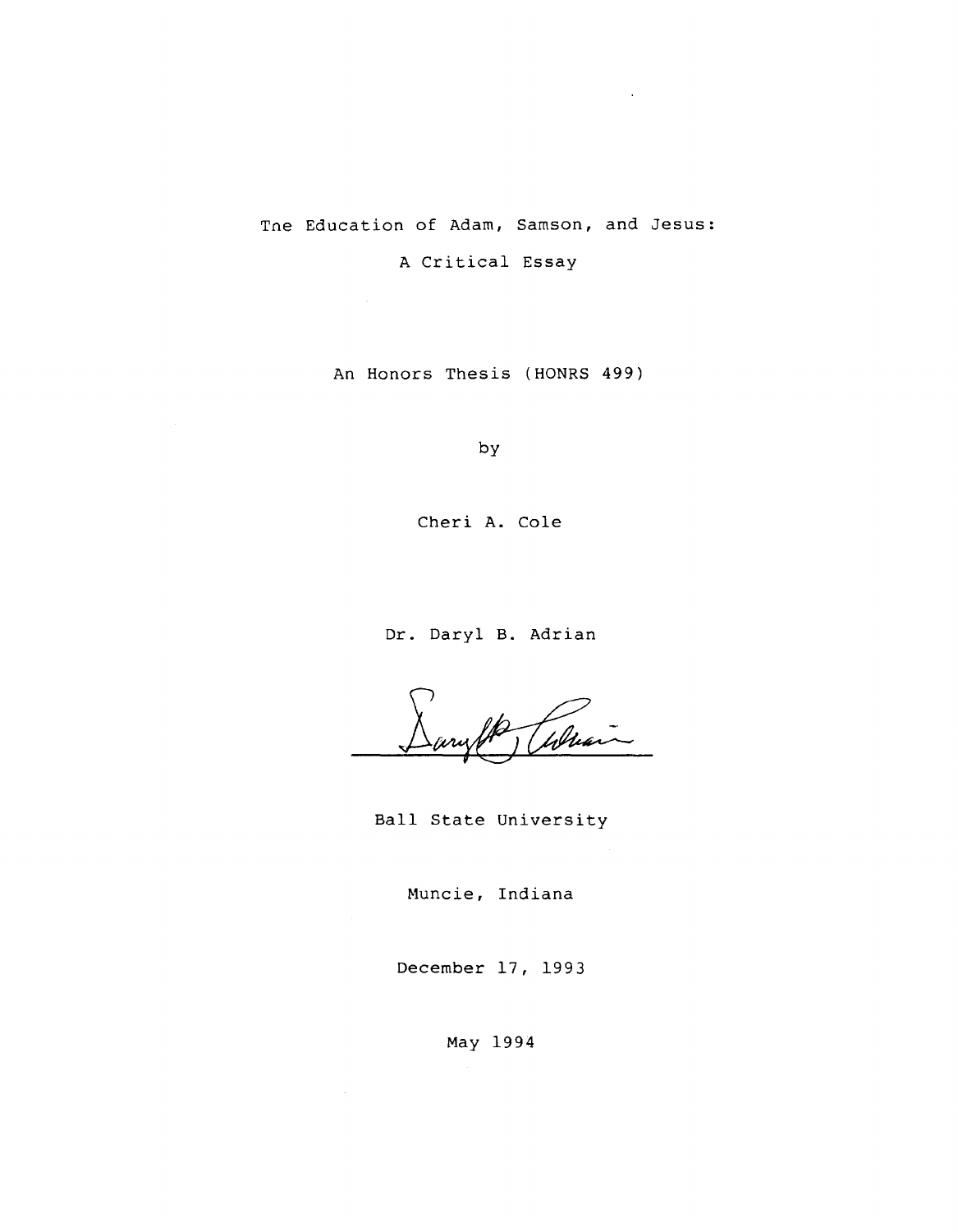# The Education of Adam, Samson, and Jesus:

## A Critical Essay

An Honors Thesis (HONRS 499)

by

Cheri A. Cole

Dr. Daryl B. Adrian

Ball State University

Muncie, Indiana

December 17, 1993

May 1994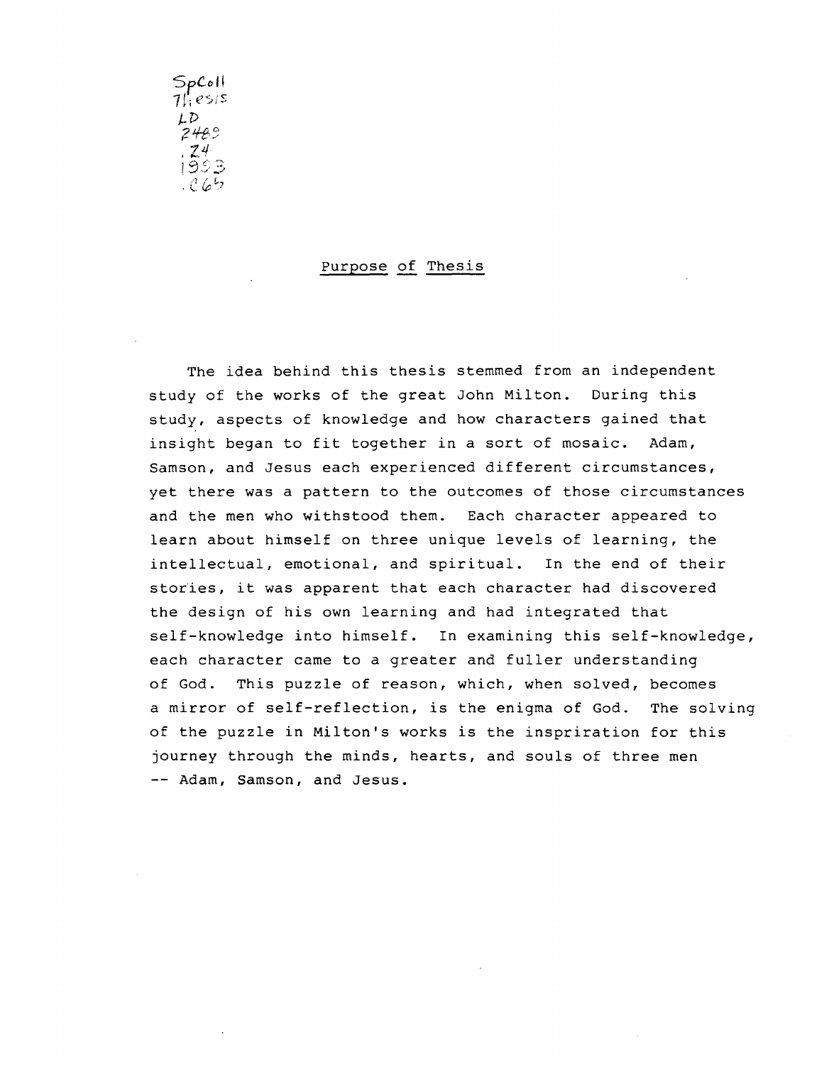SpColl
Thesis
LD
2489
.Z4
1993
.C65

## Purpose of Thesis

The idea behind this thesis stemmed from an independent study of the works of the great John Milton. During this study, aspects of knowledge and how characters gained that insight began to fit together in a sort of mosaic. Adam, Samson, and Jesus each experienced different circumstances, yet there was a pattern to the outcomes of those circumstances and the men who withstood them. Each character appeared to learn about himself on three unique levels of learning, the intellectual, emotional, and spiritual. In the end of their stories, it was apparent that each character had discovered the design of his own learning and had integrated that self-knowledge into himself. In examining this self-knowledge, each character came to a greater and fuller understanding of God. This puzzle of reason, which, when solved, becomes a mirror of self-reflection, is the enigma of God. The solving of the puzzle in Milton's works is the inspriration for this journey through the minds, hearts, and souls of three men -- Adam, Samson, and Jesus.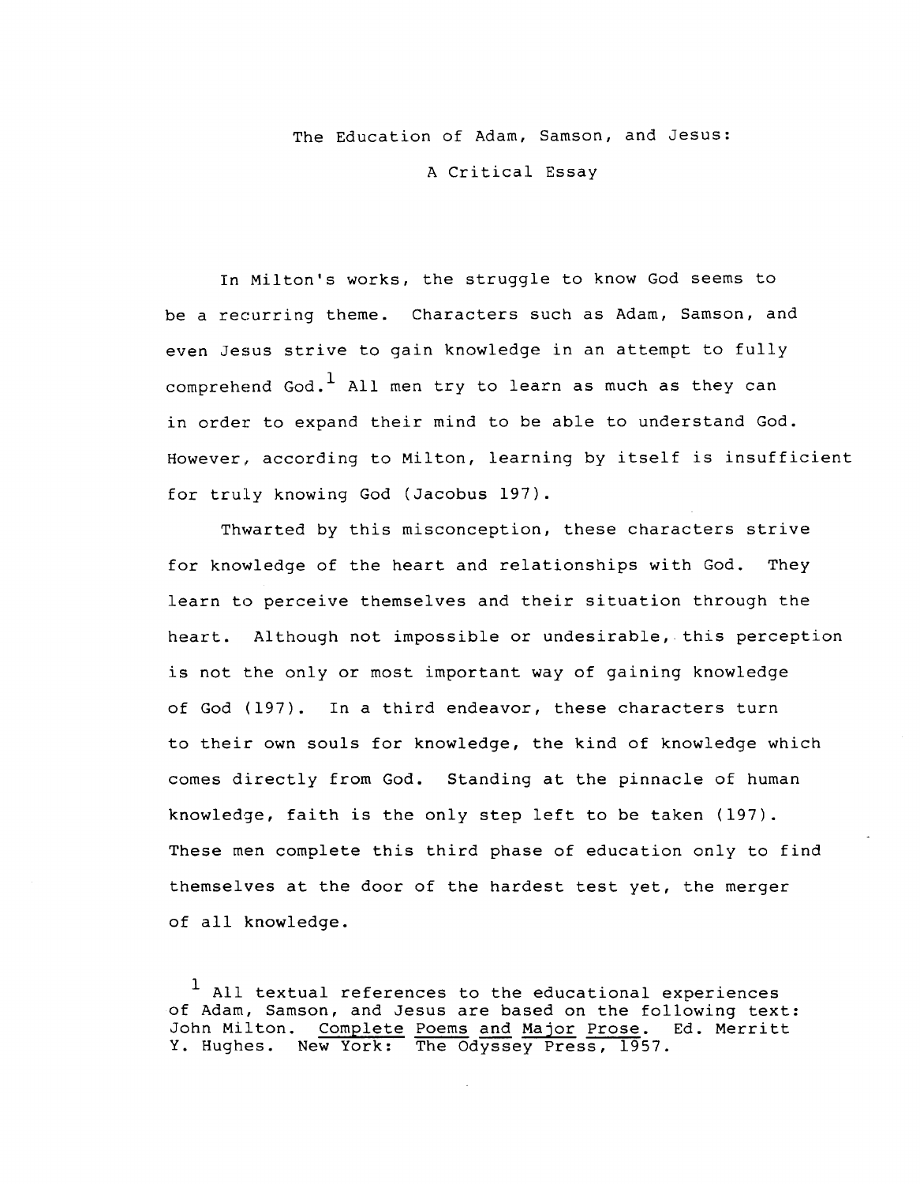# The Education of Adam, Samson, and Jesus:

## A Critical Essay

In Milton's works, the struggle to know God seems to be a recurring theme. Characters such as Adam, Samson, and even Jesus strive to gain knowledge in an attempt to fully comprehend God.[1] All men try to learn as much as they can in order to expand their mind to be able to understand God. However, according to Milton, learning by itself is insufficient for truly knowing God (Jacobus 197).

Thwarted by this misconception, these characters strive for knowledge of the heart and relationships with God. They learn to perceive themselves and their situation through the heart. Although not impossible or undesirable, this perception is not the only or most important way of gaining knowledge of God (197). In a third endeavor, these characters turn to their own souls for knowledge, the kind of knowledge which comes directly from God. Standing at the pinnacle of human knowledge, faith is the only step left to be taken (197). These men complete this third phase of education only to find themselves at the door of the hardest test yet, the merger of all knowledge.

[1] All textual references to the educational experiences of Adam, Samson, and Jesus are based on the following text: John Milton. <u>Complete Poems and Major Prose</u>. Ed. Merritt Y. Hughes. New York: The Odyssey Press, 1957.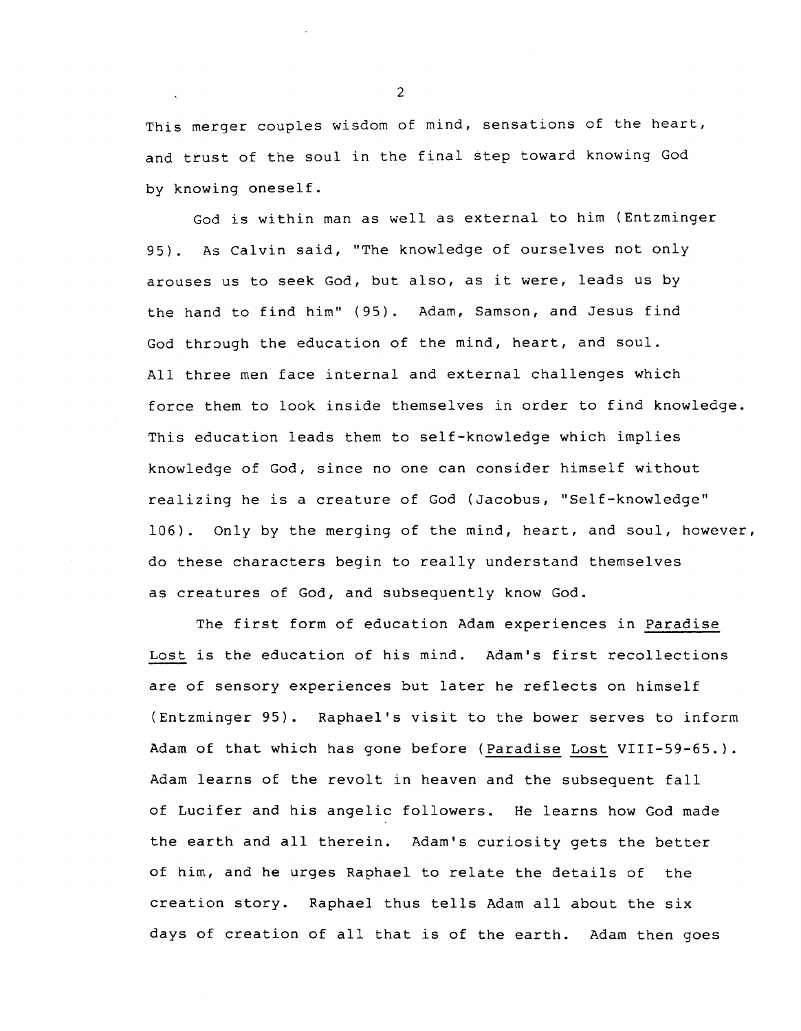This merger couples wisdom of mind, sensations of the heart, and trust of the soul in the final step toward knowing God by knowing oneself.

God is within man as well as external to him (Entzminger 95). As Calvin said, "The knowledge of ourselves not only arouses us to seek God, but also, as it were, leads us by the hand to find him" (95). Adam, Samson, and Jesus find God through the education of the mind, heart, and soul. All three men face internal and external challenges which force them to look inside themselves in order to find knowledge. This education leads them to self-knowledge which implies knowledge of God, since no one can consider himself without realizing he is a creature of God (Jacobus, "Self-knowledge" 106). Only by the merging of the mind, heart, and soul, however, do these characters begin to really understand themselves as creatures of God, and subsequently know God.

The first form of education Adam experiences in Paradise Lost is the education of his mind. Adam's first recollections are of sensory experiences but later he reflects on himself (Entzminger 95). Raphael's visit to the bower serves to inform Adam of that which has gone before (Paradise Lost VIII-59-65.). Adam learns of the revolt in heaven and the subsequent fall of Lucifer and his angelic followers. He learns how God made the earth and all therein. Adam's curiosity gets the better of him, and he urges Raphael to relate the details of the creation story. Raphael thus tells Adam all about the six days of creation of all that is of the earth. Adam then goes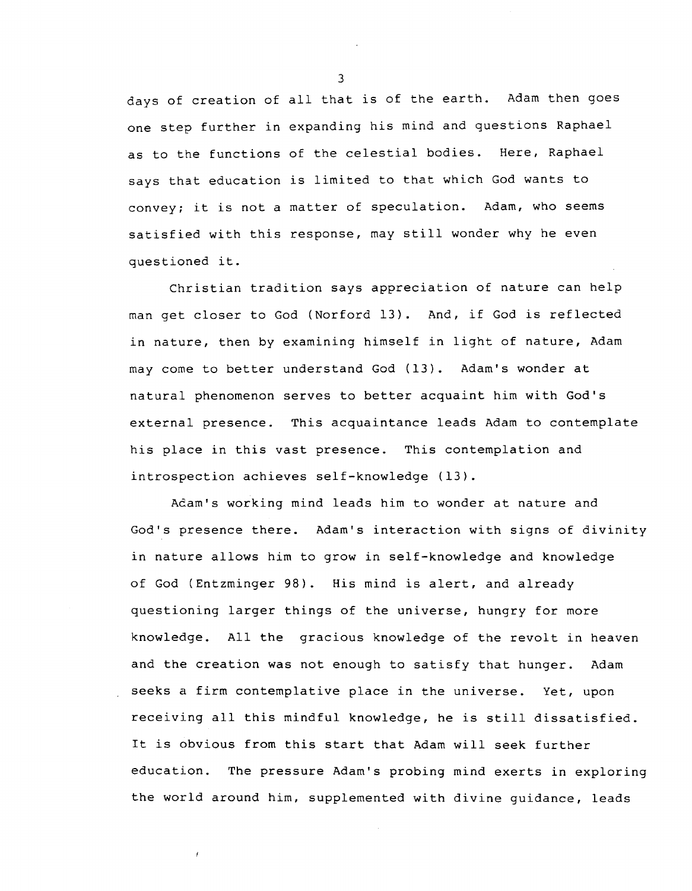days of creation of all that is of the earth. Adam then goes one step further in expanding his mind and questions Raphael as to the functions of the celestial bodies. Here, Raphael says that education is limited to that which God wants to convey; it is not a matter of speculation. Adam, who seems satisfied with this response, may still wonder why he even questioned it.

Christian tradition says appreciation of nature can help man get closer to God (Norford 13). And, if God is reflected in nature, then by examining himself in light of nature, Adam may come to better understand God (13). Adam's wonder at natural phenomenon serves to better acquaint him with God's external presence. This acquaintance leads Adam to contemplate his place in this vast presence. This contemplation and introspection achieves self-knowledge (13).

Adam's working mind leads him to wonder at nature and God's presence there. Adam's interaction with signs of divinity in nature allows him to grow in self-knowledge and knowledge of God (Entzminger 98). His mind is alert, and already questioning larger things of the universe, hungry for more knowledge. All the gracious knowledge of the revolt in heaven and the creation was not enough to satisfy that hunger. Adam seeks a firm contemplative place in the universe. Yet, upon receiving all this mindful knowledge, he is still dissatisfied. It is obvious from this start that Adam will seek further education. The pressure Adam's probing mind exerts in exploring the world around him, supplemented with divine guidance, leads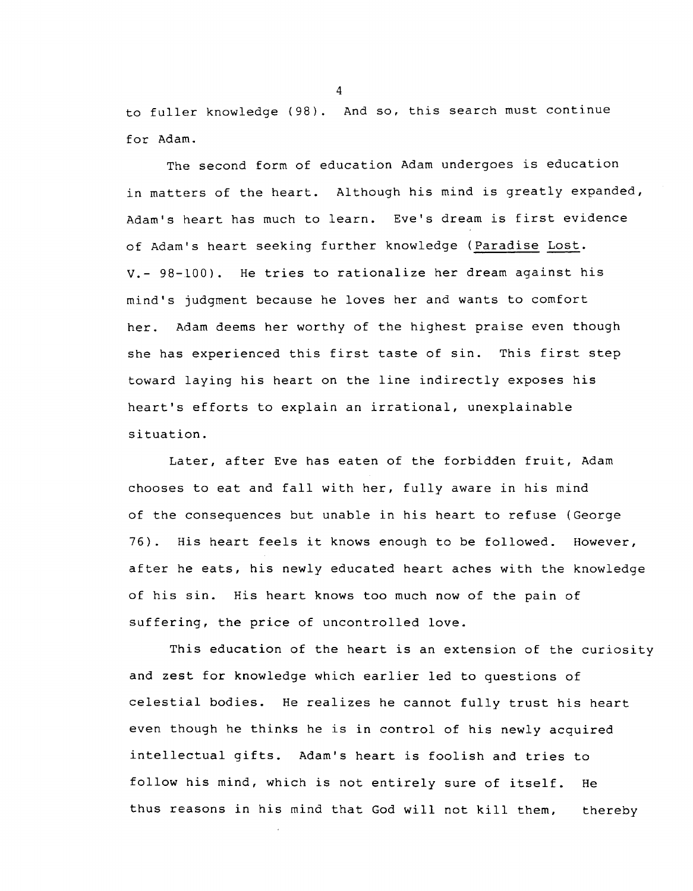to fuller knowledge (98). And so, this search must continue for Adam.

The second form of education Adam undergoes is education in matters of the heart. Although his mind is greatly expanded, Adam's heart has much to learn. Eve's dream is first evidence of Adam's heart seeking further knowledge (Paradise Lost. V.- 98-100). He tries to rationalize her dream against his mind's judgment because he loves her and wants to comfort her. Adam deems her worthy of the highest praise even though she has experienced this first taste of sin. This first step toward laying his heart on the line indirectly exposes his heart's efforts to explain an irrational, unexplainable situation.

Later, after Eve has eaten of the forbidden fruit, Adam chooses to eat and fall with her, fully aware in his mind of the consequences but unable in his heart to refuse (George 76). His heart feels it knows enough to be followed. However, after he eats, his newly educated heart aches with the knowledge of his sin. His heart knows too much now of the pain of suffering, the price of uncontrolled love.

This education of the heart is an extension of the curiosity and zest for knowledge which earlier led to questions of celestial bodies. He realizes he cannot fully trust his heart even though he thinks he is in control of his newly acquired intellectual gifts. Adam's heart is foolish and tries to follow his mind, which is not entirely sure of itself. He thus reasons in his mind that God will not kill them, thereby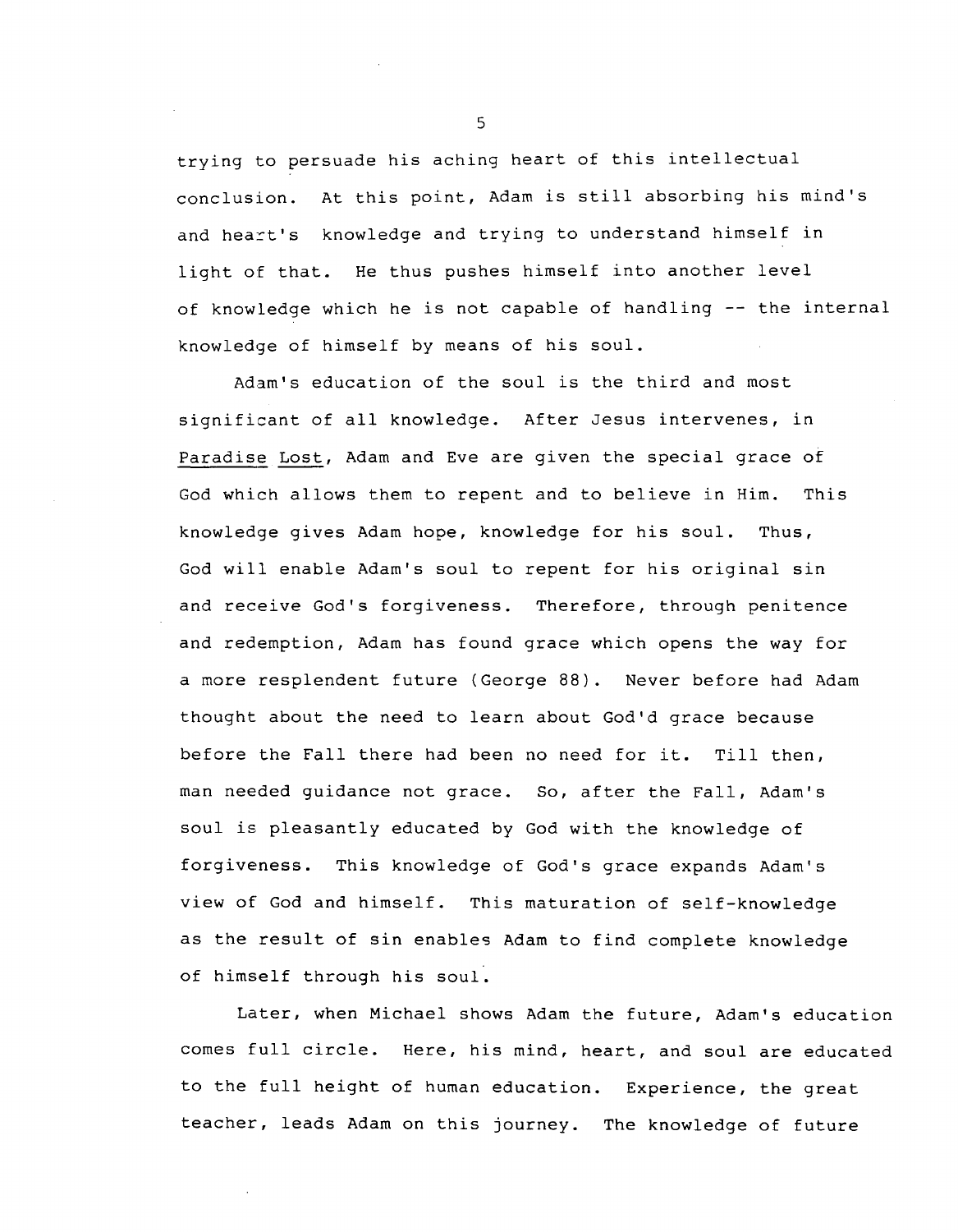trying to persuade his aching heart of this intellectual conclusion. At this point, Adam is still absorbing his mind's and heart's knowledge and trying to understand himself in light of that. He thus pushes himself into another level of knowledge which he is not capable of handling -- the internal knowledge of himself by means of his soul.

Adam's education of the soul is the third and most significant of all knowledge. After Jesus intervenes, in Paradise Lost, Adam and Eve are given the special grace of God which allows them to repent and to believe in Him. This knowledge gives Adam hope, knowledge for his soul. Thus, God will enable Adam's soul to repent for his original sin and receive God's forgiveness. Therefore, through penitence and redemption, Adam has found grace which opens the way for a more resplendent future (George 88). Never before had Adam thought about the need to learn about God'd grace because before the Fall there had been no need for it. Till then, man needed guidance not grace. So, after the Fall, Adam's soul is pleasantly educated by God with the knowledge of forgiveness. This knowledge of God's grace expands Adam's view of God and himself. This maturation of self-knowledge as the result of sin enables Adam to find complete knowledge of himself through his soul.

Later, when Michael shows Adam the future, Adam's education comes full circle. Here, his mind, heart, and soul are educated to the full height of human education. Experience, the great teacher, leads Adam on this journey. The knowledge of future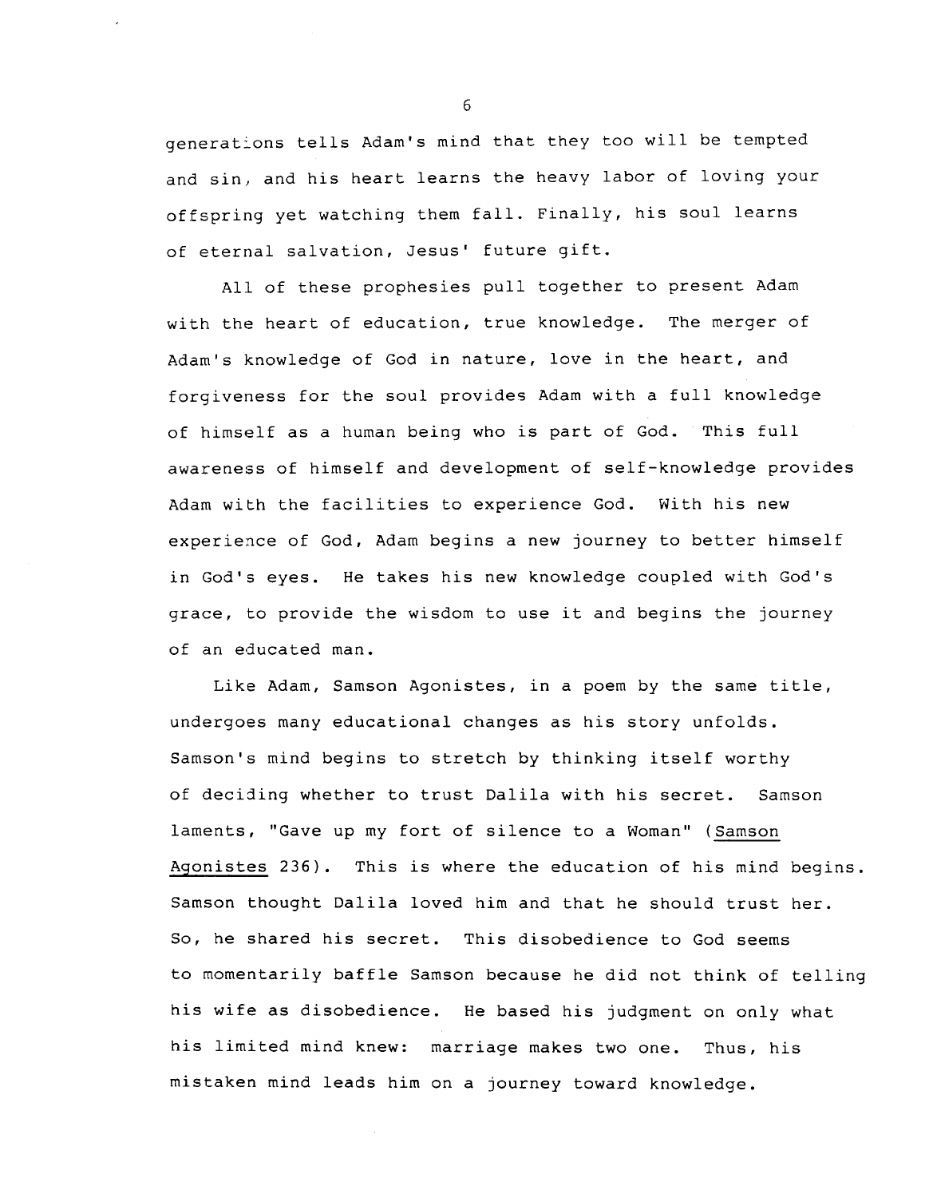generations tells Adam's mind that they too will be tempted and sin, and his heart learns the heavy labor of loving your offspring yet watching them fall. Finally, his soul learns of eternal salvation, Jesus' future gift.

All of these prophesies pull together to present Adam with the heart of education, true knowledge. The merger of Adam's knowledge of God in nature, love in the heart, and forgiveness for the soul provides Adam with a full knowledge of himself as a human being who is part of God. This full awareness of himself and development of self-knowledge provides Adam with the facilities to experience God. With his new experience of God, Adam begins a new journey to better himself in God's eyes. He takes his new knowledge coupled with God's grace, to provide the wisdom to use it and begins the journey of an educated man.

Like Adam, Samson Agonistes, in a poem by the same title, undergoes many educational changes as his story unfolds. Samson's mind begins to stretch by thinking itself worthy of deciding whether to trust Dalila with his secret. Samson laments, "Gave up my fort of silence to a Woman" (Samson Agonistes 236). This is where the education of his mind begins. Samson thought Dalila loved him and that he should trust her. So, he shared his secret. This disobedience to God seems to momentarily baffle Samson because he did not think of telling his wife as disobedience. He based his judgment on only what his limited mind knew: marriage makes two one. Thus, his mistaken mind leads him on a journey toward knowledge.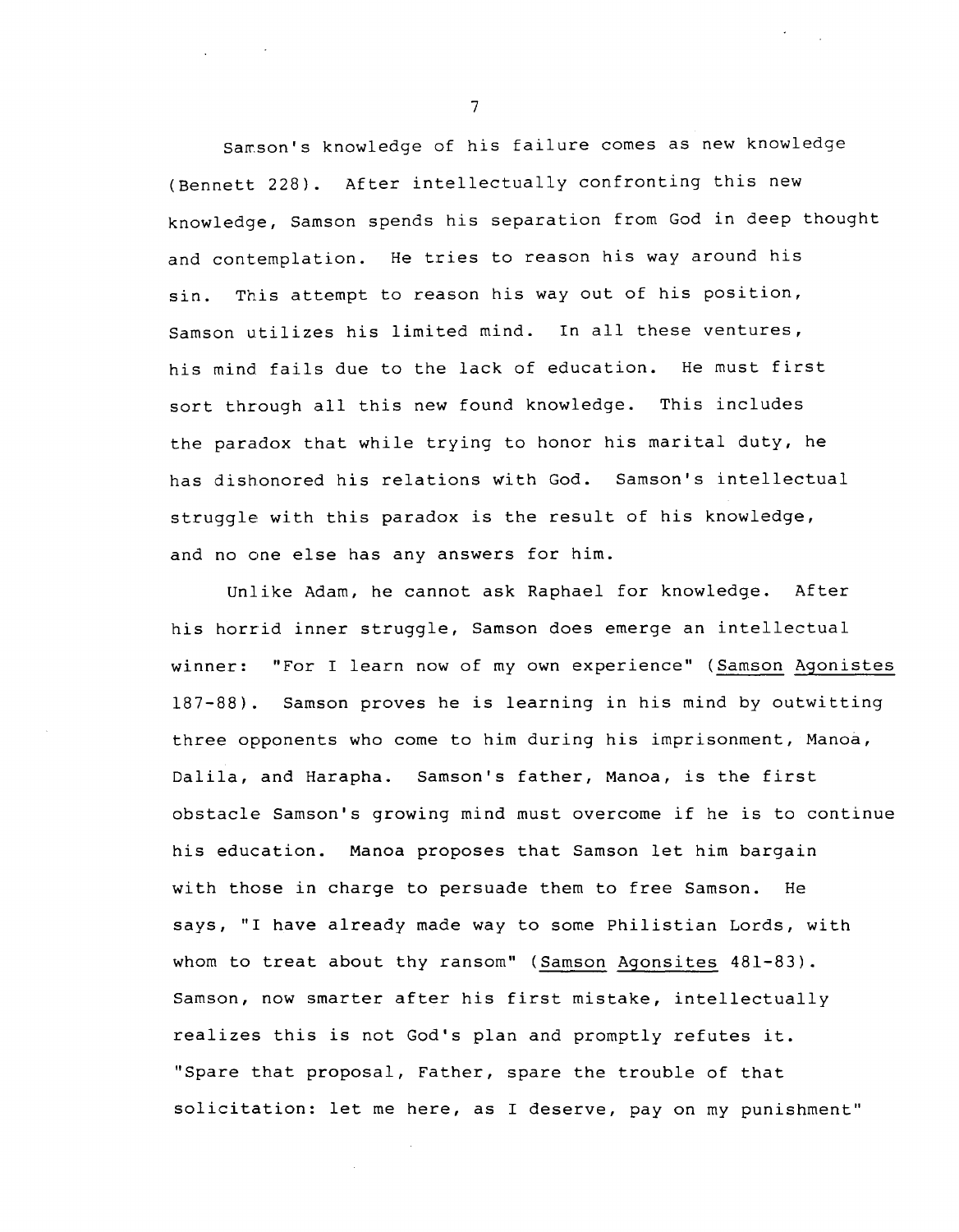Samson's knowledge of his failure comes as new knowledge (Bennett 228). After intellectually confronting this new knowledge, Samson spends his separation from God in deep thought and contemplation. He tries to reason his way around his sin. This attempt to reason his way out of his position, Samson utilizes his limited mind. In all these ventures, his mind fails due to the lack of education. He must first sort through all this new found knowledge. This includes the paradox that while trying to honor his marital duty, he has dishonored his relations with God. Samson's intellectual struggle with this paradox is the result of his knowledge, and no one else has any answers for him.

Unlike Adam, he cannot ask Raphael for knowledge. After his horrid inner struggle, Samson does emerge an intellectual winner: "For I learn now of my own experience" (Samson Agonistes 187-88). Samson proves he is learning in his mind by outwitting three opponents who come to him during his imprisonment, Manoa, Dalila, and Harapha. Samson's father, Manoa, is the first obstacle Samson's growing mind must overcome if he is to continue his education. Manoa proposes that Samson let him bargain with those in charge to persuade them to free Samson. He says, "I have already made way to some Philistian Lords, with whom to treat about thy ransom" (Samson Agonsites 481-83). Samson, now smarter after his first mistake, intellectually realizes this is not God's plan and promptly refutes it. "Spare that proposal, Father, spare the trouble of that solicitation: let me here, as I deserve, pay on my punishment"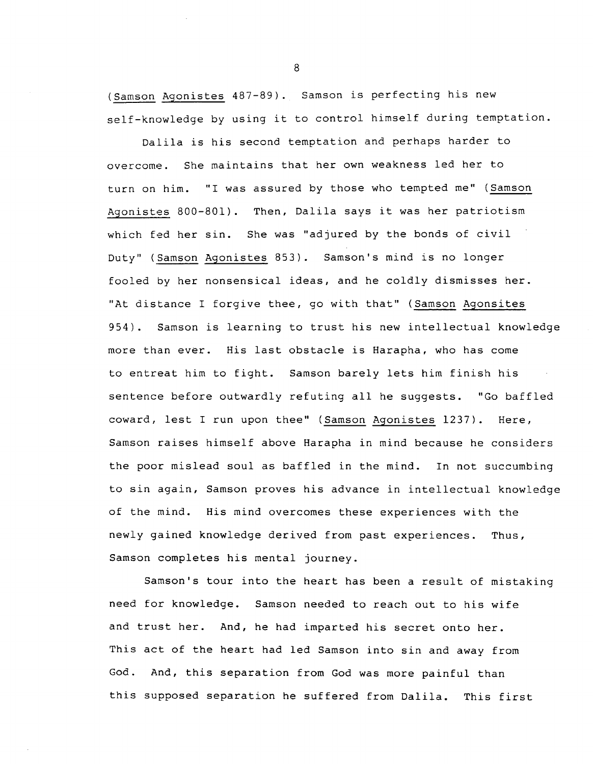(*Samson Agonistes* 487-89). Samson is perfecting his new self-knowledge by using it to control himself during temptation.

Dalila is his second temptation and perhaps harder to overcome. She maintains that her own weakness led her to turn on him. "I was assured by those who tempted me" (*Samson Agonistes* 800-801). Then, Dalila says it was her patriotism which fed her sin. She was "adjured by the bonds of civil Duty" (*Samson Agonistes* 853). Samson's mind is no longer fooled by her nonsensical ideas, and he coldly dismisses her. "At distance I forgive thee, go with that" (*Samson Agonsites* 954). Samson is learning to trust his new intellectual knowledge more than ever. His last obstacle is Harapha, who has come to entreat him to fight. Samson barely lets him finish his sentence before outwardly refuting all he suggests. "Go baffled coward, lest I run upon thee" (*Samson Agonistes* 1237). Here, Samson raises himself above Harapha in mind because he considers the poor mislead soul as baffled in the mind. In not succumbing to sin again, Samson proves his advance in intellectual knowledge of the mind. His mind overcomes these experiences with the newly gained knowledge derived from past experiences. Thus, Samson completes his mental journey.

Samson's tour into the heart has been a result of mistaking need for knowledge. Samson needed to reach out to his wife and trust her. And, he had imparted his secret onto her. This act of the heart had led Samson into sin and away from God. And, this separation from God was more painful than this supposed separation he suffered from Dalila. This first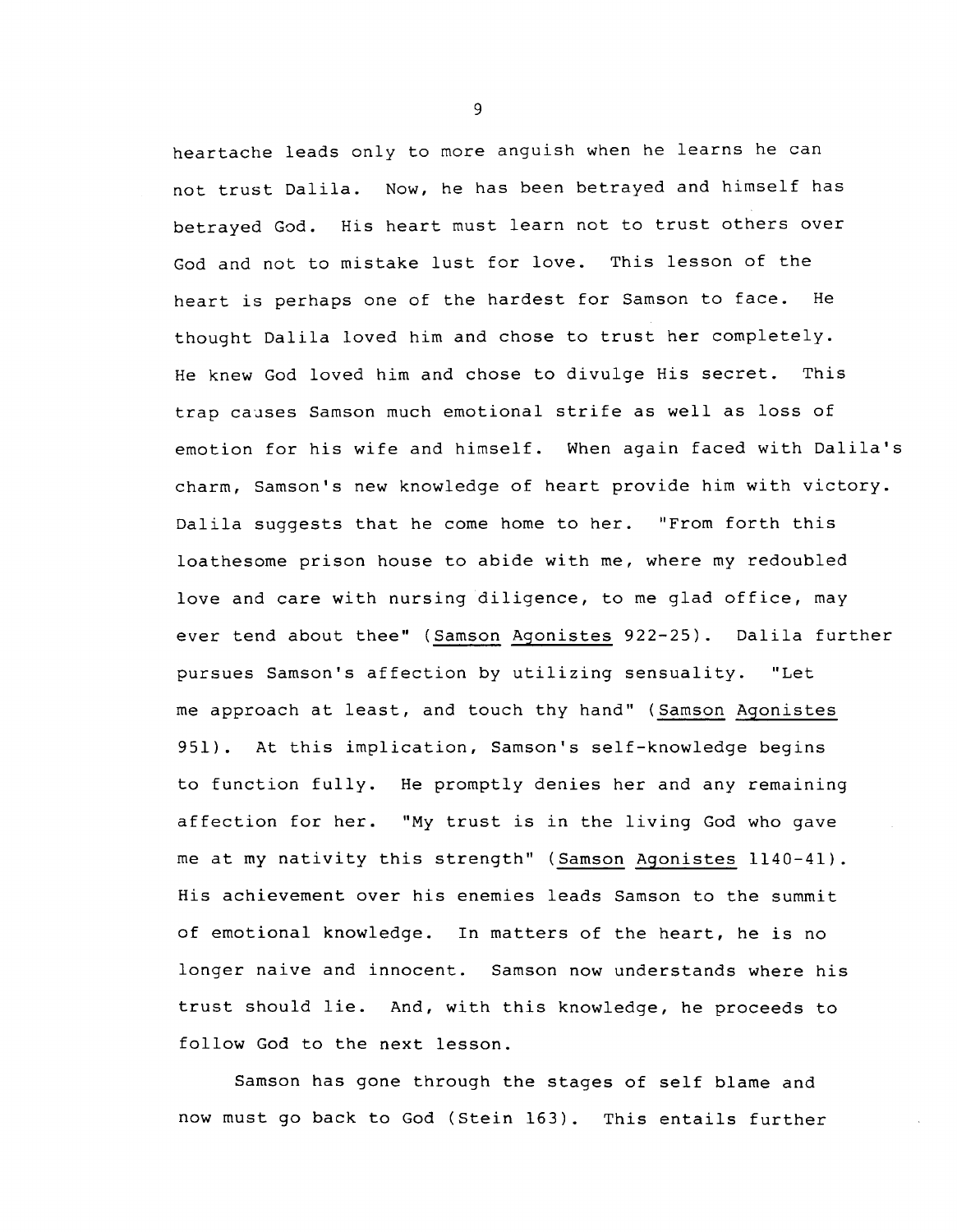heartache leads only to more anguish when he learns he can not trust Dalila. Now, he has been betrayed and himself has betrayed God. His heart must learn not to trust others over God and not to mistake lust for love. This lesson of the heart is perhaps one of the hardest for Samson to face. He thought Dalila loved him and chose to trust her completely. He knew God loved him and chose to divulge His secret. This trap causes Samson much emotional strife as well as loss of emotion for his wife and himself. When again faced with Dalila's charm, Samson's new knowledge of heart provide him with victory. Dalila suggests that he come home to her. "From forth this loathesome prison house to abide with me, where my redoubled love and care with nursing diligence, to me glad office, may ever tend about thee" (Samson Agonistes 922-25). Dalila further pursues Samson's affection by utilizing sensuality. "Let me approach at least, and touch thy hand" (Samson Agonistes 951). At this implication, Samson's self-knowledge begins to function fully. He promptly denies her and any remaining affection for her. "My trust is in the living God who gave me at my nativity this strength" (Samson Agonistes 1140-41). His achievement over his enemies leads Samson to the summit of emotional knowledge. In matters of the heart, he is no longer naive and innocent. Samson now understands where his trust should lie. And, with this knowledge, he proceeds to follow God to the next lesson.

Samson has gone through the stages of self blame and now must go back to God (Stein 163). This entails further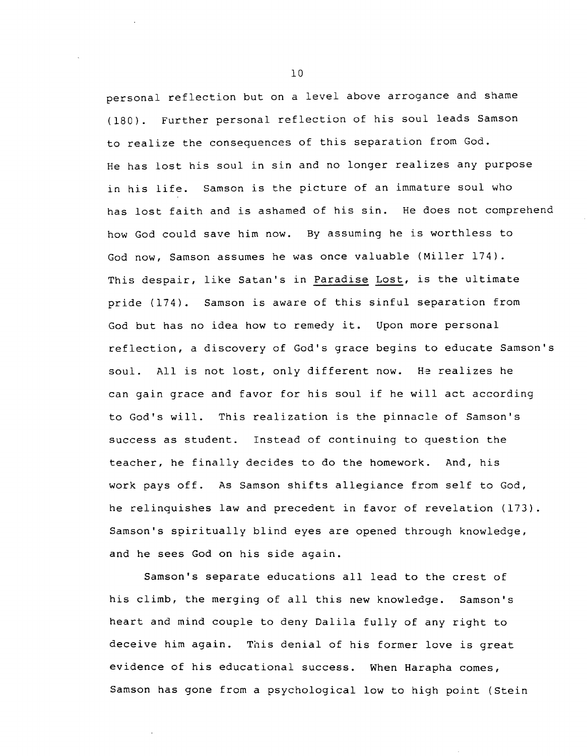personal reflection but on a level above arrogance and shame (180). Further personal reflection of his soul leads Samson to realize the consequences of this separation from God. He has lost his soul in sin and no longer realizes any purpose in his life. Samson is the picture of an immature soul who has lost faith and is ashamed of his sin. He does not comprehend how God could save him now. By assuming he is worthless to God now, Samson assumes he was once valuable (Miller 174). This despair, like Satan's in Paradise Lost, is the ultimate pride (174). Samson is aware of this sinful separation from God but has no idea how to remedy it. Upon more personal reflection, a discovery of God's grace begins to educate Samson's soul. All is not lost, only different now. He realizes he can gain grace and favor for his soul if he will act according to God's will. This realization is the pinnacle of Samson's success as student. Instead of continuing to question the teacher, he finally decides to do the homework. And, his work pays off. As Samson shifts allegiance from self to God, he relinquishes law and precedent in favor of revelation (173). Samson's spiritually blind eyes are opened through knowledge, and he sees God on his side again.

Samson's separate educations all lead to the crest of his climb, the merging of all this new knowledge. Samson's heart and mind couple to deny Dalila fully of any right to deceive him again. This denial of his former love is great evidence of his educational success. When Harapha comes, Samson has gone from a psychological low to high point (Stein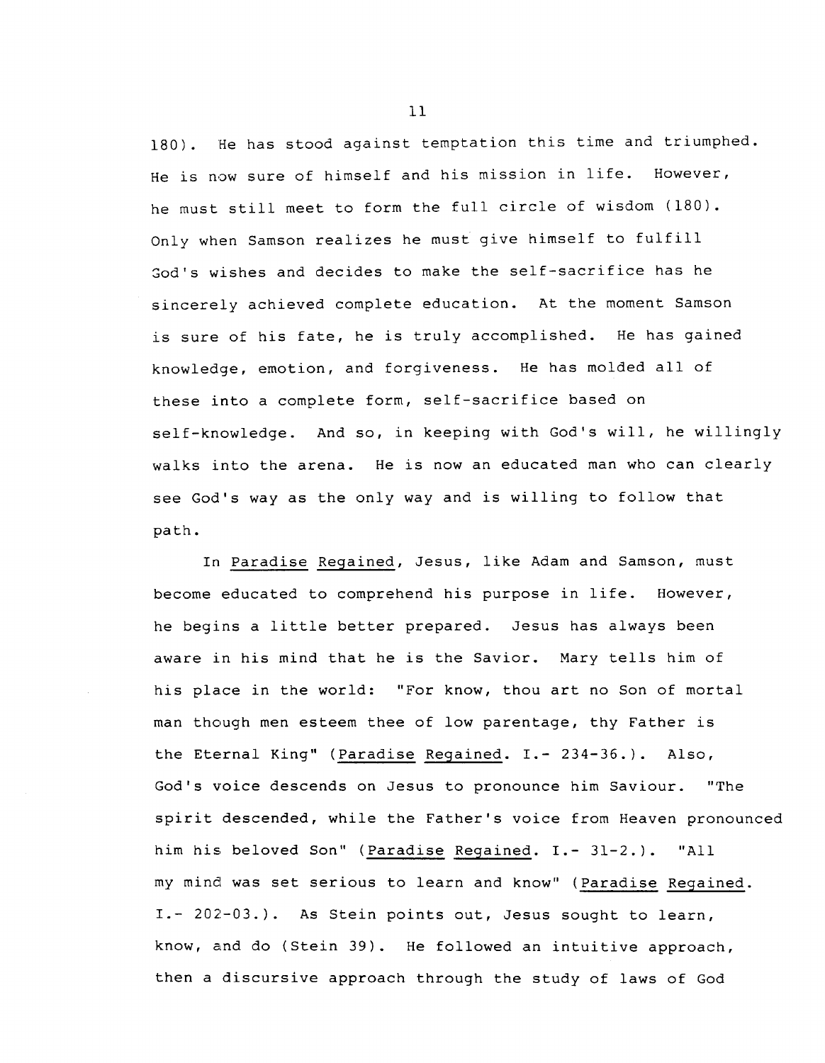180). He has stood against temptation this time and triumphed. He is now sure of himself and his mission in life. However, he must still meet to form the full circle of wisdom (180). Only when Samson realizes he must give himself to fulfill God's wishes and decides to make the self-sacrifice has he sincerely achieved complete education. At the moment Samson is sure of his fate, he is truly accomplished. He has gained knowledge, emotion, and forgiveness. He has molded all of these into a complete form, self-sacrifice based on self-knowledge. And so, in keeping with God's will, he willingly walks into the arena. He is now an educated man who can clearly see God's way as the only way and is willing to follow that path.

In Paradise Regained, Jesus, like Adam and Samson, must become educated to comprehend his purpose in life. However, he begins a little better prepared. Jesus has always been aware in his mind that he is the Savior. Mary tells him of his place in the world: "For know, thou art no Son of mortal man though men esteem thee of low parentage, thy Father is the Eternal King" (Paradise Regained. I.- 234-36.). Also, God's voice descends on Jesus to pronounce him Saviour. "The spirit descended, while the Father's voice from Heaven pronounced him his beloved Son" (Paradise Regained. I.- 31-2.). "All my mind was set serious to learn and know" (Paradise Regained. I.- 202-03.). As Stein points out, Jesus sought to learn, know, and do (Stein 39). He followed an intuitive approach, then a discursive approach through the study of laws of God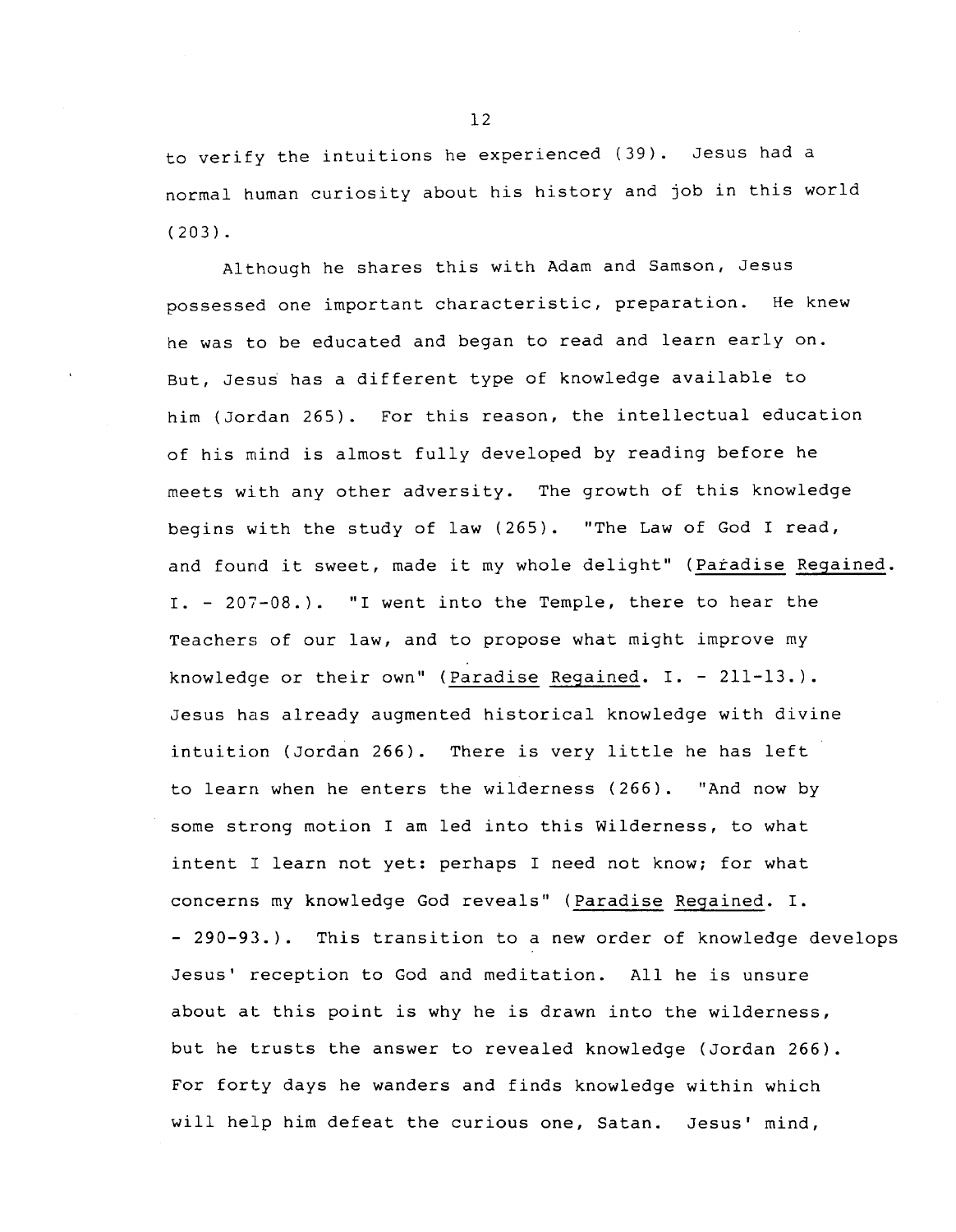to verify the intuitions he experienced (39). Jesus had a normal human curiosity about his history and job in this world (203).

Although he shares this with Adam and Samson, Jesus possessed one important characteristic, preparation. He knew he was to be educated and began to read and learn early on. But, Jesus has a different type of knowledge available to him (Jordan 265). For this reason, the intellectual education of his mind is almost fully developed by reading before he meets with any other adversity. The growth of this knowledge begins with the study of law (265). "The Law of God I read, and found it sweet, made it my whole delight" (Paradise Regained. I. - 207-08.). "I went into the Temple, there to hear the Teachers of our law, and to propose what might improve my knowledge or their own" (Paradise Regained. I. - 211-13.). Jesus has already augmented historical knowledge with divine intuition (Jordan 266). There is very little he has left to learn when he enters the wilderness (266). "And now by some strong motion I am led into this Wilderness, to what intent I learn not yet: perhaps I need not know; for what concerns my knowledge God reveals" (Paradise Regained. I. - 290-93.). This transition to a new order of knowledge develops Jesus' reception to God and meditation. All he is unsure about at this point is why he is drawn into the wilderness, but he trusts the answer to revealed knowledge (Jordan 266). For forty days he wanders and finds knowledge within which will help him defeat the curious one, Satan. Jesus' mind,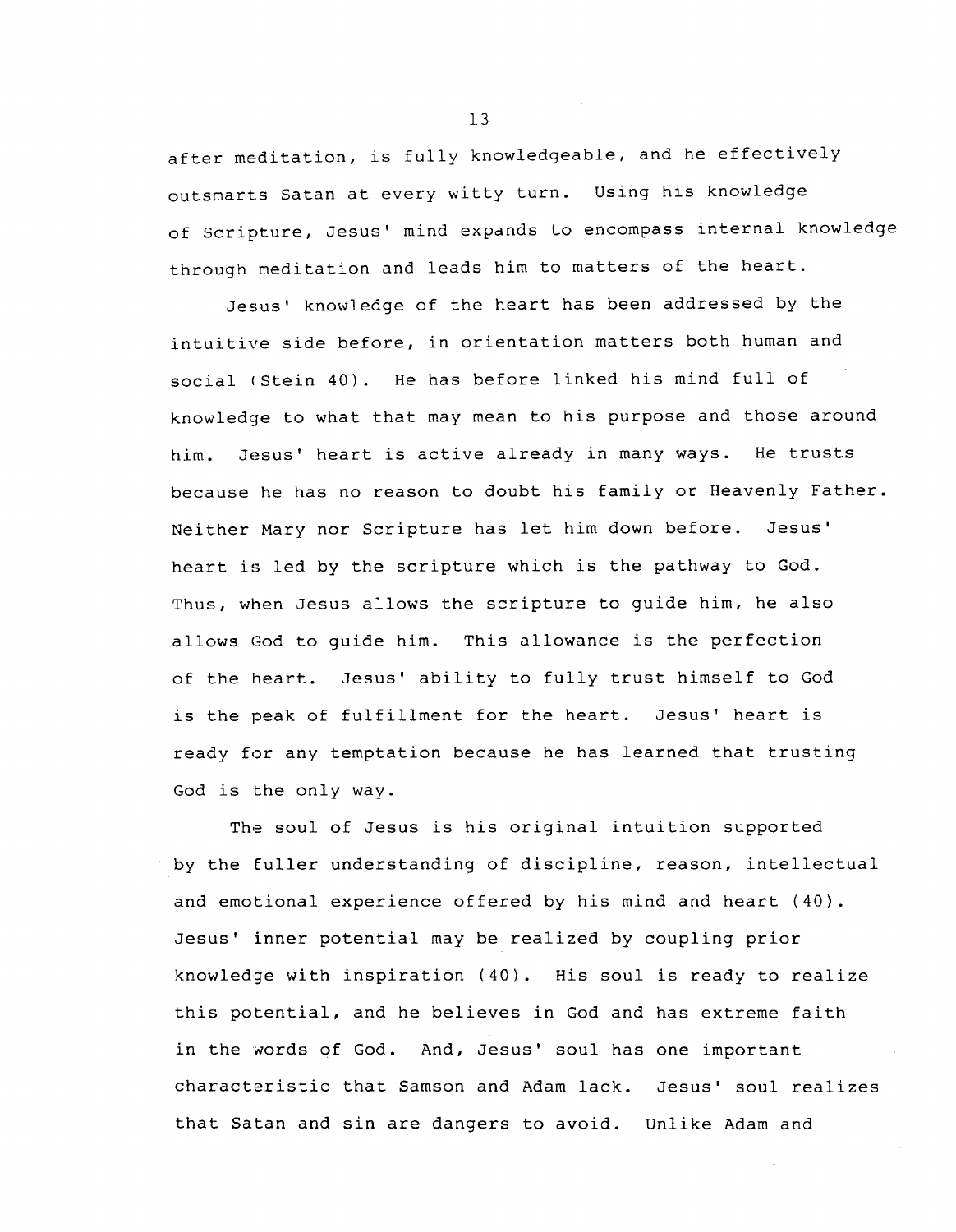after meditation, is fully knowledgeable, and he effectively outsmarts Satan at every witty turn. Using his knowledge of Scripture, Jesus' mind expands to encompass internal knowledge through meditation and leads him to matters of the heart.

Jesus' knowledge of the heart has been addressed by the intuitive side before, in orientation matters both human and social (Stein 40). He has before linked his mind full of knowledge to what that may mean to his purpose and those around him. Jesus' heart is active already in many ways. He trusts because he has no reason to doubt his family or Heavenly Father. Neither Mary nor Scripture has let him down before. Jesus' heart is led by the scripture which is the pathway to God. Thus, when Jesus allows the scripture to guide him, he also allows God to guide him. This allowance is the perfection of the heart. Jesus' ability to fully trust himself to God is the peak of fulfillment for the heart. Jesus' heart is ready for any temptation because he has learned that trusting God is the only way.

The soul of Jesus is his original intuition supported by the fuller understanding of discipline, reason, intellectual and emotional experience offered by his mind and heart (40). Jesus' inner potential may be realized by coupling prior knowledge with inspiration (40). His soul is ready to realize this potential, and he believes in God and has extreme faith in the words of God. And, Jesus' soul has one important characteristic that Samson and Adam lack. Jesus' soul realizes that Satan and sin are dangers to avoid. Unlike Adam and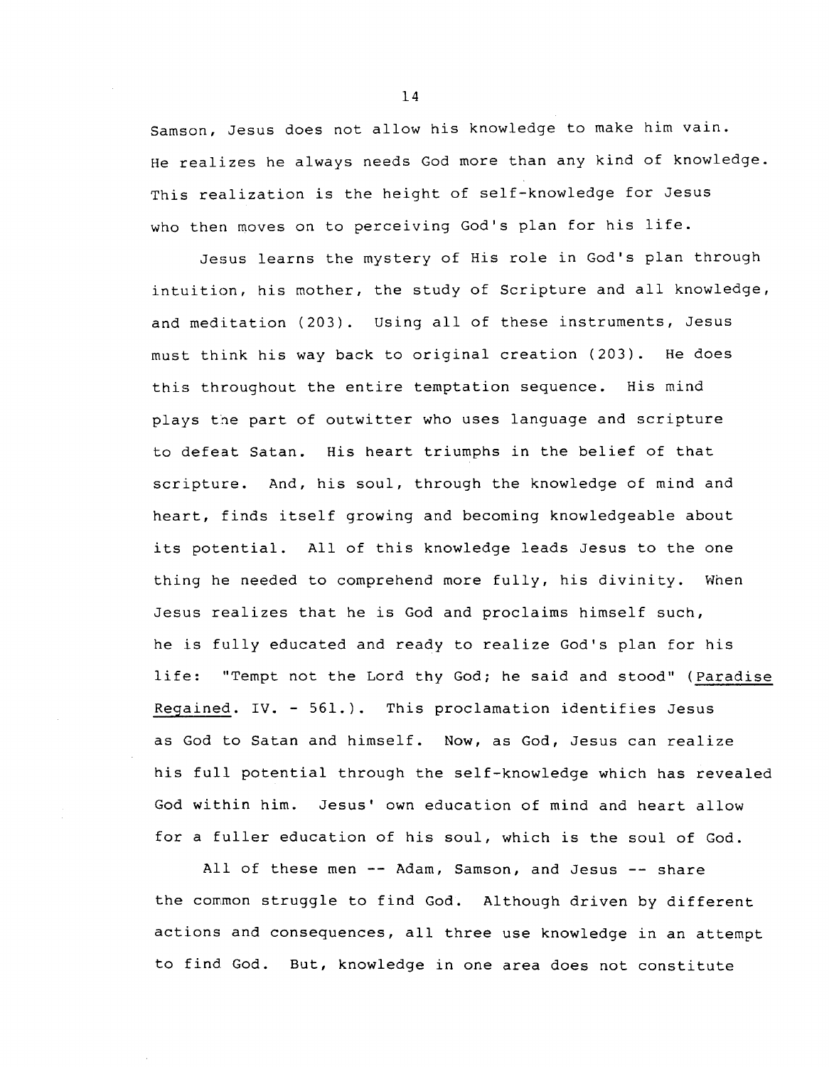Samson, Jesus does not allow his knowledge to make him vain. He realizes he always needs God more than any kind of knowledge. This realization is the height of self-knowledge for Jesus who then moves on to perceiving God's plan for his life.

Jesus learns the mystery of His role in God's plan through intuition, his mother, the study of Scripture and all knowledge, and meditation (203). Using all of these instruments, Jesus must think his way back to original creation (203). He does this throughout the entire temptation sequence. His mind plays the part of outwitter who uses language and scripture to defeat Satan. His heart triumphs in the belief of that scripture. And, his soul, through the knowledge of mind and heart, finds itself growing and becoming knowledgeable about its potential. All of this knowledge leads Jesus to the one thing he needed to comprehend more fully, his divinity. When Jesus realizes that he is God and proclaims himself such, he is fully educated and ready to realize God's plan for his life: "Tempt not the Lord thy God; he said and stood" (Paradise Regained. IV. - 561.). This proclamation identifies Jesus as God to Satan and himself. Now, as God, Jesus can realize his full potential through the self-knowledge which has revealed God within him. Jesus' own education of mind and heart allow for a fuller education of his soul, which is the soul of God.

All of these men -- Adam, Samson, and Jesus -- share the common struggle to find God. Although driven by different actions and consequences, all three use knowledge in an attempt to find God. But, knowledge in one area does not constitute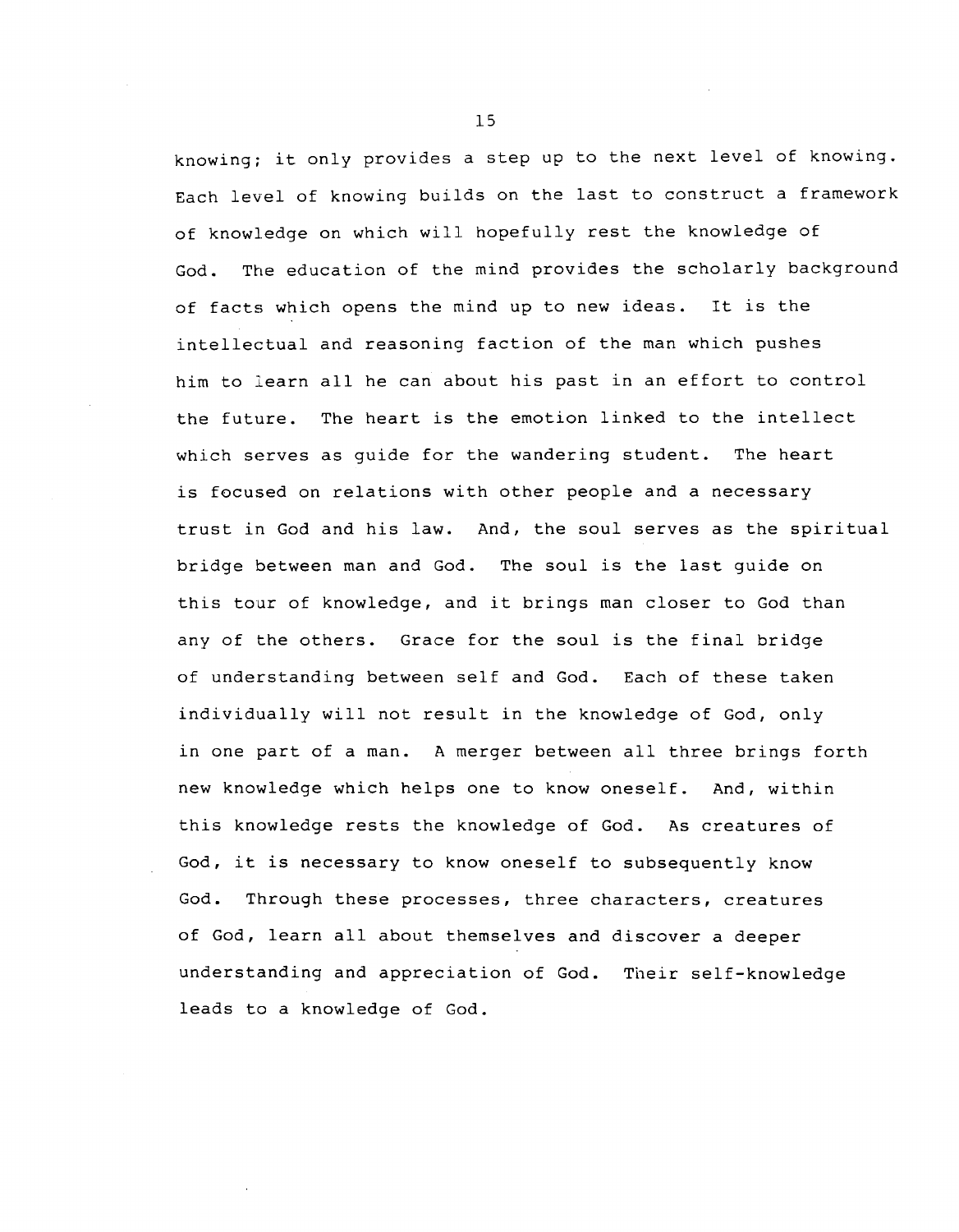knowing; it only provides a step up to the next level of knowing. Each level of knowing builds on the last to construct a framework of knowledge on which will hopefully rest the knowledge of God. The education of the mind provides the scholarly background of facts which opens the mind up to new ideas. It is the intellectual and reasoning faction of the man which pushes him to learn all he can about his past in an effort to control the future. The heart is the emotion linked to the intellect which serves as guide for the wandering student. The heart is focused on relations with other people and a necessary trust in God and his law. And, the soul serves as the spiritual bridge between man and God. The soul is the last guide on this tour of knowledge, and it brings man closer to God than any of the others. Grace for the soul is the final bridge of understanding between self and God. Each of these taken individually will not result in the knowledge of God, only in one part of a man. A merger between all three brings forth new knowledge which helps one to know oneself. And, within this knowledge rests the knowledge of God. As creatures of God, it is necessary to know oneself to subsequently know God. Through these processes, three characters, creatures of God, learn all about themselves and discover a deeper understanding and appreciation of God. Their self-knowledge leads to a knowledge of God.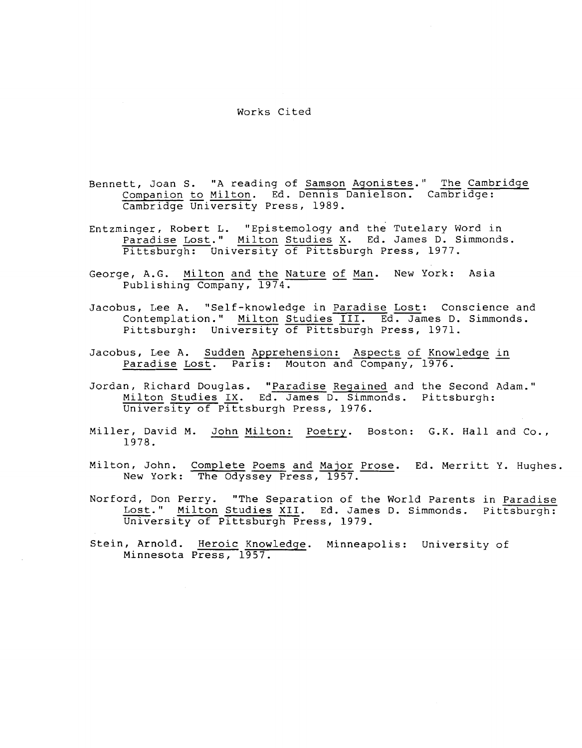# Works Cited

Bennett, Joan S. "A reading of *Samson Agonistes*." *The Cambridge Companion to Milton*. Ed. Dennis Danielson. Cambridge: Cambridge University Press, 1989.

Entzminger, Robert L. "Epistemology and the Tutelary Word in *Paradise Lost*." *Milton Studies X*. Ed. James D. Simmonds. Pittsburgh: University of Pittsburgh Press, 1977.

George, A.G. *Milton and the Nature of Man*. New York: Asia Publishing Company, 1974.

Jacobus, Lee A. "Self-knowledge in *Paradise Lost*: Conscience and Contemplation." *Milton Studies III*. Ed. James D. Simmonds. Pittsburgh: University of Pittsburgh Press, 1971.

Jacobus, Lee A. *Sudden Apprehension: Aspects of Knowledge in Paradise Lost*. Paris: Mouton and Company, 1976.

Jordan, Richard Douglas. "*Paradise Regained* and the Second Adam." *Milton Studies IX*. Ed. James D. Simmonds. Pittsburgh: University of Pittsburgh Press, 1976.

Miller, David M. *John Milton: Poetry*. Boston: G.K. Hall and Co., 1978.

Milton, John. *Complete Poems and Major Prose*. Ed. Merritt Y. Hughes. New York: The Odyssey Press, 1957.

Norford, Don Perry. "The Separation of the World Parents in *Paradise Lost*." *Milton Studies XII*. Ed. James D. Simmonds. Pittsburgh: University of Pittsburgh Press, 1979.

Stein, Arnold. *Heroic Knowledge*. Minneapolis: University of Minnesota Press, 1957.